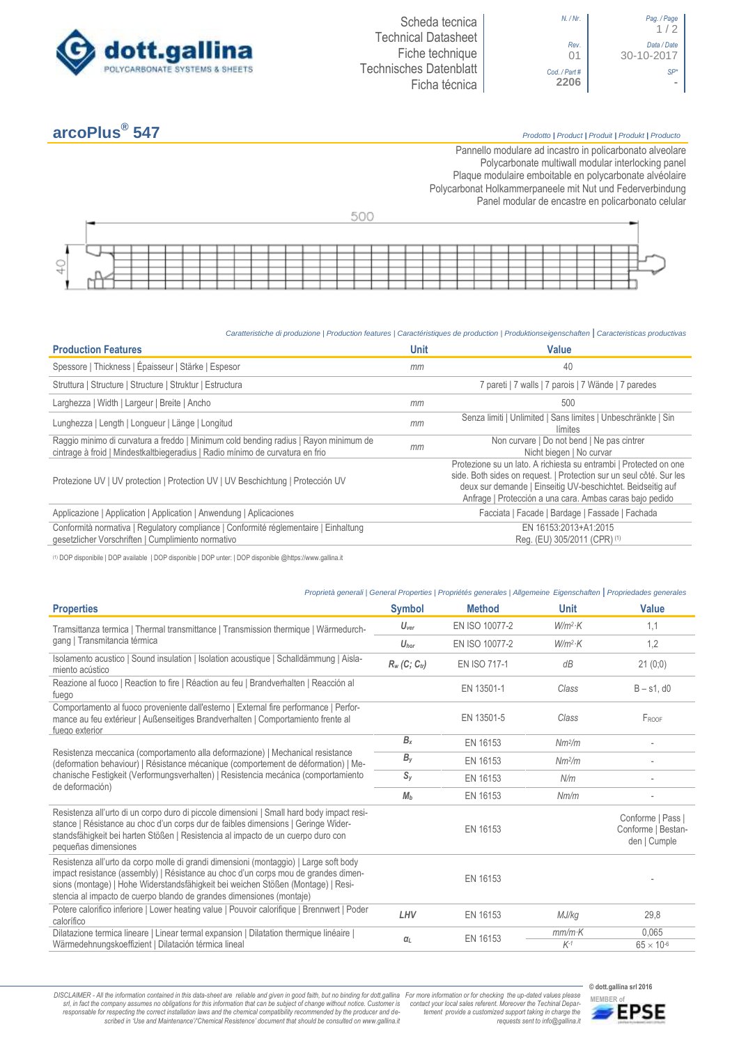dott.gallina
POLYCARBONATE SYSTEMS & SHEETS

Scheda tecnica
Technical Datasheet
Fiche technique
Technisches Datenblatt
Ficha técnica

| N. / Nr. | Pag. / Page |
|---|---|
| Rev. 01 | Data / Date 30-10-2017 |
| Cod. / Part # 2206 | SP* - |

# arcoPlus® 547

*Prodotto | Product | Produit | Produkt | Producto*

Pannello modulare ad incastro in policarbonato alveolare
Polycarbonate multiwall modular interlocking panel
Plaque modulaire emboitable en polycarbonate alvéolaire
Polycarbonat Holkammerpaneele mit Nut und Federverbindung
Panel modular de encastre en policarbonato celular

500

40

*Caratteristiche di produzione | Production features | Caractéristiques de production | Produktionseigenschaften | Caracteristicas productivas*

| Production Features | Unit | Value |
|---|---|---|
| Spessore \| Thickness \| Épaisseur \| Stärke \| Espesor | mm | 40 |
| Struttura \| Structure \| Structure \| Struktur \| Estructura | | 7 pareti \| 7 walls \| 7 parois \| 7 Wände \| 7 paredes |
| Larghezza \| Width \| Largeur \| Breite \| Ancho | mm | 500 |
| Lunghezza \| Length \| Longueur \| Länge \| Longitud | mm | Senza limiti \| Unlimited \| Sans limites \| Unbeschränkte \| Sin límites |
| Raggio minimo di curvatura a freddo \| Minimum cold bending radius \| Rayon minimum de cintrage à froid \| Mindestkaltbiegeradius \| Radio mínimo de curvatura en frio | mm | Non curvare \| Do not bend \| Ne pas cintrer Nicht biegen \| No curvar |
| Protezione UV \| UV protection \| Protection UV \| UV Beschichtung \| Protección UV | | Protezione su un lato. A richiesta su entrambi \| Protected on one side. Both sides on request. \| Protection sur un seul côté. Sur les deux sur demande \| Einseitig UV-beschichtet. Beidseitig auf Anfrage \| Protección a una cara. Ambas caras bajo pedido |
| Applicazione \| Application \| Application \| Anwendung \| Aplicaciones | | Facciata \| Facade \| Bardage \| Fassade \| Fachada |
| Conformità normativa \| Regulatory compliance \| Conformité réglementaire \| Einhaltung gesetzlicher Vorschriften \| Cumplimiento normativo | | EN 16153:2013+A1:2015 Reg. (EU) 305/2011 (CPR) (1) |

(1) DOP disponibile | DOP available | DOP disponible | DOP unter: | DOP disponible @https://www.gallina.it

*Proprietà generali | General Properties | Propriétés generales | Allgemeine Eigenschaften | Propriedades generales*

| Properties | Symbol | Method | Unit | Value |
|---|---|---|---|---|
| Trasmittanza termica \| Thermal transmittance \| Transmission thermique \| Wärmedurchgang \| Transmitancia térmica | $U_{ver}$ | EN ISO 10077-2 | $W/m^2{\cdot}K$ | 1,1 |
| | $U_{hor}$ | EN ISO 10077-2 | $W/m^2{\cdot}K$ | 1,2 |
| Isolamento acustico \| Sound insulation \| Isolation acoustique \| Schalldämmung \| Aislamiento acústico | $R_w$ ($C$; $C_{tr}$) | EN ISO 717-1 | dB | 21 (0;0) |
| Reazione al fuoco \| Reaction to fire \| Réaction au feu \| Brandverhalten \| Reacción al fuego | | EN 13501-1 | Class | B – s1, d0 |
| Comportamento al fuoco proveniente dall'esterno \| External fire performance \| Performance au feu extérieur \| Außenseitiges Brandverhalten \| Comportamiento frente al fuego exterior | | EN 13501-5 | Class | $F_{ROOF}$ |
| Resistenza meccanica (comportamento alla deformazione) \| Mechanical resistance (deformation behaviour) \| Résistance mécanique (comportement de déformation) \| Mechanische Festigkeit (Verformungsverhalten) \| Resistencia mecánica (comportamiento de deformación) | $B_x$ | EN 16153 | $Nm^2/m$ | - |
| | $B_y$ | EN 16153 | $Nm^2/m$ | - |
| | $S_y$ | EN 16153 | N/m | - |
| | $M_b$ | EN 16153 | Nm/m | - |
| Resistenza all'urto di un corpo duro di piccole dimensioni \| Small hard body impact resistance \| Résistance au choc d'un corps dur de faibles dimensions \| Geringe Widerstandsfähigkeit bei harten Stößen \| Resistencia al impacto de un cuerpo duro con pequeñas dimensiones | | EN 16153 | | Conforme \| Pass \| Conforme \| Bestanden \| Cumple |
| Resistenza all'urto da corpo molle di grandi dimensioni (montaggio) \| Large soft body impact resistance (assembly) \| Résistance au choc d'un corps mou de grandes dimensions (montage) \| Hohe Widerstandsfähigkeit bei weichen Stößen (Montage) \| Resistencia al impacto de cuerpo blando de grandes dimensiones (montaje) | | EN 16153 | | - |
| Potere calorifico inferiore \| Lower heating value \| Pouvoir calorifique \| Brennwert \| Poder calorífico | LHV | EN 16153 | MJ/kg | 29,8 |
| Dilatazione termica lineare \| Linear termal expansion \| Dilatation thermique linéaire \| Wärmedehnungskoeffizient \| Dilatación térmica lineal | $\alpha_L$ | EN 16153 | mm/m·K | 0,065 |
| | | | $K^{-1}$ | $65 \times 10^{-6}$ |

*DISCLAIMER - All the information contained in this data-sheet are reliable and given in good faith, but no binding for dott.gallina srl, in fact the company assumes no obligations for this information that can be subject of change without notice. Customer is responsable for respecting the correct installation laws and the chemical compatibility recommended by the producer and described in 'Use and Maintenance'/'Chemical Resistence' document that should be consulted on www.gallina.it*

*For more information or for checking the up-dated values please contact your local sales referent. Moreover the Technical Departement provide a customized support taking in charge the requests sent to info@gallina.it*

© dott.gallina srl 2016

MEMBER of EPSE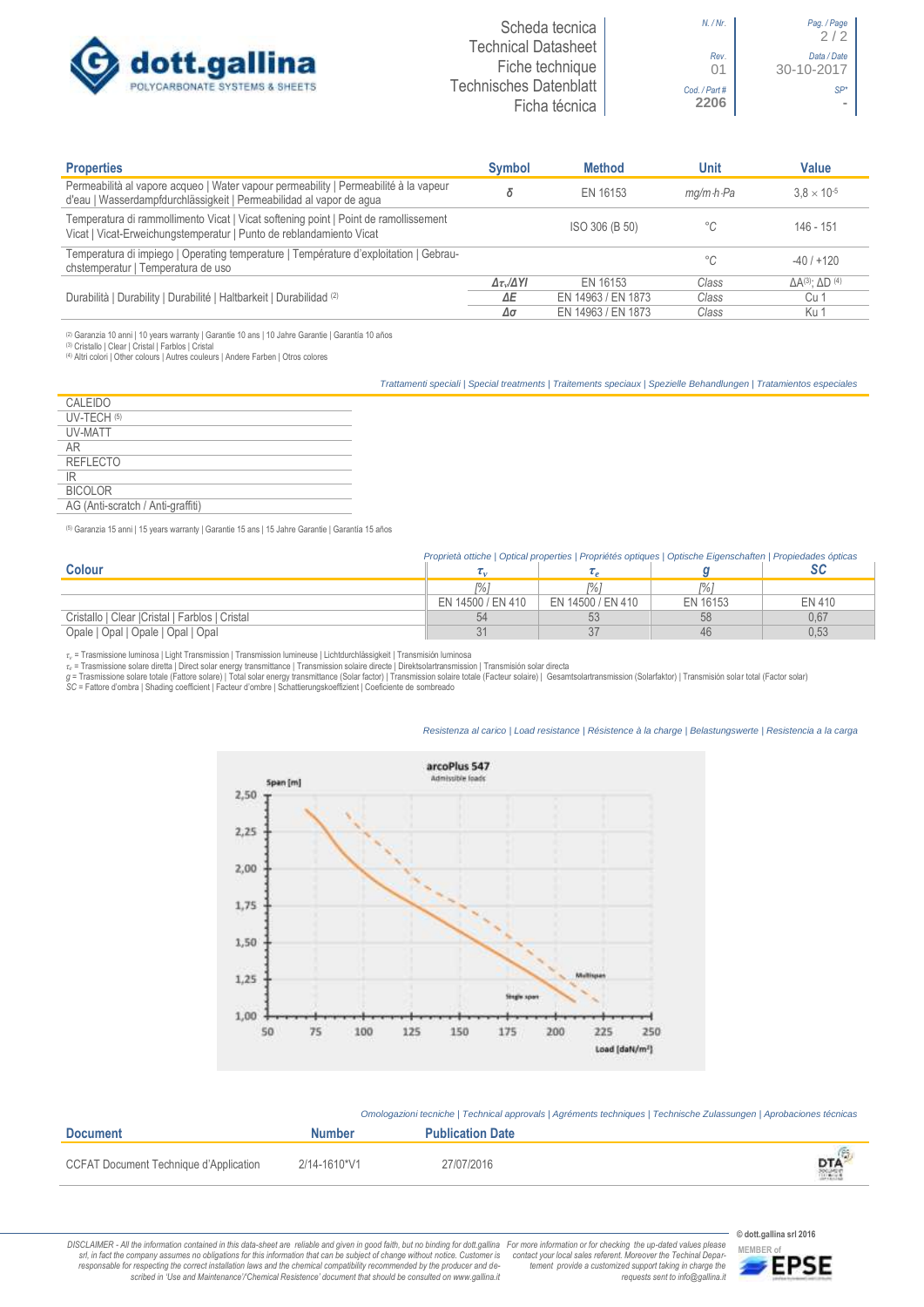| Properties | Symbol | Method | Unit | Value |
|---|---|---|---|---|
| Permeabilità al vapore acqueo \| Water vapour permeability \| Permeabilité à la vapeur d'eau \| Wasserdampfdurchlässigkeit \| Permeabilidad al vapor de agua | $\delta$ | EN 16153 | mg/m·h·Pa | $3{,}8 \times 10^{-5}$ |
| Temperatura di rammollimento Vicat \| Vicat softening point \| Point de ramollissement Vicat \| Vicat-Erweichungstemperatur \| Punto de reblandamiento Vicat | | ISO 306 (B 50) | °C | 146 - 151 |
| Temperatura di impiego \| Operating temperature \| Température d'exploitation \| Gebrauchstemperatur \| Temperatura de uso | | | °C | -40 / +120 |
| Durabilità \| Durability \| Durabilité \| Haltbarkeit \| Durabilidad [2] | $\Delta\tau_v/\Delta YI$ | EN 16153 | Class | ΔA[3]; ΔD [4] |
| | $\Delta E$ | EN 14963 / EN 1873 | Class | Cu 1 |
| | $\Delta\sigma$ | EN 14963 / EN 1873 | Class | Ku 1 |

[2] Garanzia 10 anni | 10 years warranty | Garantie 10 ans | 10 Jahre Garantie | Garantía 10 años
[3] Cristallo | Clear | Cristal | Farblos | Cristal
[4] Altri colori | Other colours | Autres couleurs | Andere Farben | Otros colores

*Trattamenti speciali | Special treatments | Traitements speciaux | Spezielle Behandlungen | Tratamientos especiales*

- CALEIDO
- UV-TECH [5]
- UV-MATT
- AR
- REFLECTO
- IR
- BICOLOR
- AG (Anti-scratch / Anti-graffiti)

[5] Garanzia 15 anni | 15 years warranty | Garantie 15 ans | 15 Jahre Garantie | Garantía 15 años

*Proprietà ottiche | Optical properties | Propriétés optiques | Optische Eigenschaften | Propiedades ópticas*

| Colour | $\tau_v$ | $\tau_e$ | g | SC |
|---|---|---|---|---|
| | [%] | [%] | [%] | |
| | EN 14500 / EN 410 | EN 14500 / EN 410 | EN 16153 | EN 410 |
| Cristallo \| Clear \|Cristal \| Farblos \| Cristal | 54 | 53 | 58 | 0,67 |
| Opale \| Opal \| Opale \| Opal \| Opal | 31 | 37 | 46 | 0,53 |

$\tau_v$ = Trasmissione luminosa | Light Transmission | Transmission lumineuse | Lichtdurchlässigkeit | Transmisión luminosa
$\tau_e$ = Trasmissione solare diretta | Direct solar energy transmittance | Transmission solaire directe | Direktsolartransmission | Transmisión solar directa
g = Trasmissione solare totale (Fattore solare) | Total solar energy transmittance (Solar factor) | Transmission solaire totale (Facteur solaire) | Gesamtsolartransmission (Solarfaktor) | Transmisión solar total (Factor solar)
SC = Fattore d'ombra | Shading coefficient | Facteur d'ombre | Schattierungskoeffizient | Coeficiente de sombreado

*Resistenza al carico | Load resistance | Résistence à la charge | Belastungswerte | Resistencia a la carga*

arcoPlus 547
Admissible loads
Span [m]
2,50
2,25
2,00
1,75
1,50
1,25
1,00
50 75 100 125 150 175 200 225 250
Load [daN/m²]
Multispan
Single span

*Omologazioni tecniche | Technical approvals | Agréments techniques | Technische Zulassungen | Aprobaciones técnicas*

| Document | Number | Publication Date |
|---|---|---|
| CCFAT Document Technique d'Application | 2/14-1610*V1 | 27/07/2016 |

DISCLAIMER - All the information contained in this data-sheet are reliable and given in good faith, but no binding for dott.gallina srl, in fact the company assumes no obligations for this information that can be subject of change without notice. Customer is responsable for respecting the correct installation laws and the chemical compatibility recommended by the producer and described in 'Use and Maintenance'/'Chemical Resistence' document that should be consulted on www.gallina.it

For more information or for checking the up-dated values please contact your local sales referent. Moreover the Techinal Department provide a customized support taking in charge the requests sent to info@gallina.it

© dott.gallina srl 2016

MEMBER of EPSE